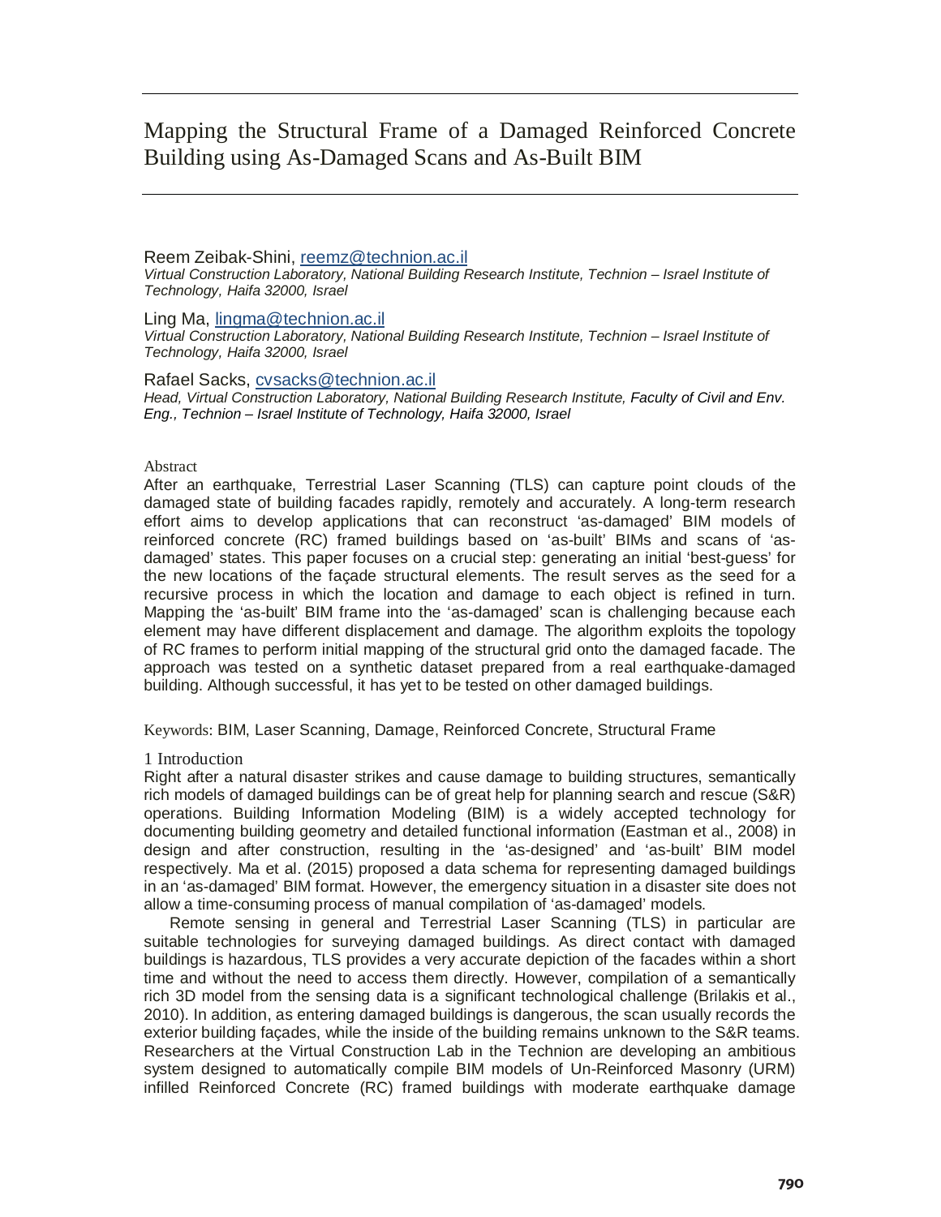# Mapping the Structural Frame of a Damaged Reinforced Concrete Building using As-Damaged Scans and As-Built BIM

Reem Zeibak-Shini, reemz@technion.ac.il
*Virtual Construction Laboratory, National Building Research Institute, Technion – Israel Institute of Technology, Haifa 32000, Israel*

Ling Ma, lingma@technion.ac.il
*Virtual Construction Laboratory, National Building Research Institute, Technion – Israel Institute of Technology, Haifa 32000, Israel*

Rafael Sacks, cvsacks@technion.ac.il
*Head, Virtual Construction Laboratory, National Building Research Institute, Faculty of Civil and Env. Eng., Technion – Israel Institute of Technology, Haifa 32000, Israel*

## Abstract

After an earthquake, Terrestrial Laser Scanning (TLS) can capture point clouds of the damaged state of building facades rapidly, remotely and accurately. A long-term research effort aims to develop applications that can reconstruct 'as-damaged' BIM models of reinforced concrete (RC) framed buildings based on 'as-built' BIMs and scans of 'as-damaged' states. This paper focuses on a crucial step: generating an initial 'best-guess' for the new locations of the façade structural elements. The result serves as the seed for a recursive process in which the location and damage to each object is refined in turn. Mapping the 'as-built' BIM frame into the 'as-damaged' scan is challenging because each element may have different displacement and damage. The algorithm exploits the topology of RC frames to perform initial mapping of the structural grid onto the damaged facade. The approach was tested on a synthetic dataset prepared from a real earthquake-damaged building. Although successful, it has yet to be tested on other damaged buildings.

Keywords: BIM, Laser Scanning, Damage, Reinforced Concrete, Structural Frame

## 1 Introduction

Right after a natural disaster strikes and cause damage to building structures, semantically rich models of damaged buildings can be of great help for planning search and rescue (S&R) operations. Building Information Modeling (BIM) is a widely accepted technology for documenting building geometry and detailed functional information (Eastman et al., 2008) in design and after construction, resulting in the 'as-designed' and 'as-built' BIM model respectively. Ma et al. (2015) proposed a data schema for representing damaged buildings in an 'as-damaged' BIM format. However, the emergency situation in a disaster site does not allow a time-consuming process of manual compilation of 'as-damaged' models.

Remote sensing in general and Terrestrial Laser Scanning (TLS) in particular are suitable technologies for surveying damaged buildings. As direct contact with damaged buildings is hazardous, TLS provides a very accurate depiction of the facades within a short time and without the need to access them directly. However, compilation of a semantically rich 3D model from the sensing data is a significant technological challenge (Brilakis et al., 2010). In addition, as entering damaged buildings is dangerous, the scan usually records the exterior building façades, while the inside of the building remains unknown to the S&R teams. Researchers at the Virtual Construction Lab in the Technion are developing an ambitious system designed to automatically compile BIM models of Un-Reinforced Masonry (URM) infilled Reinforced Concrete (RC) framed buildings with moderate earthquake damage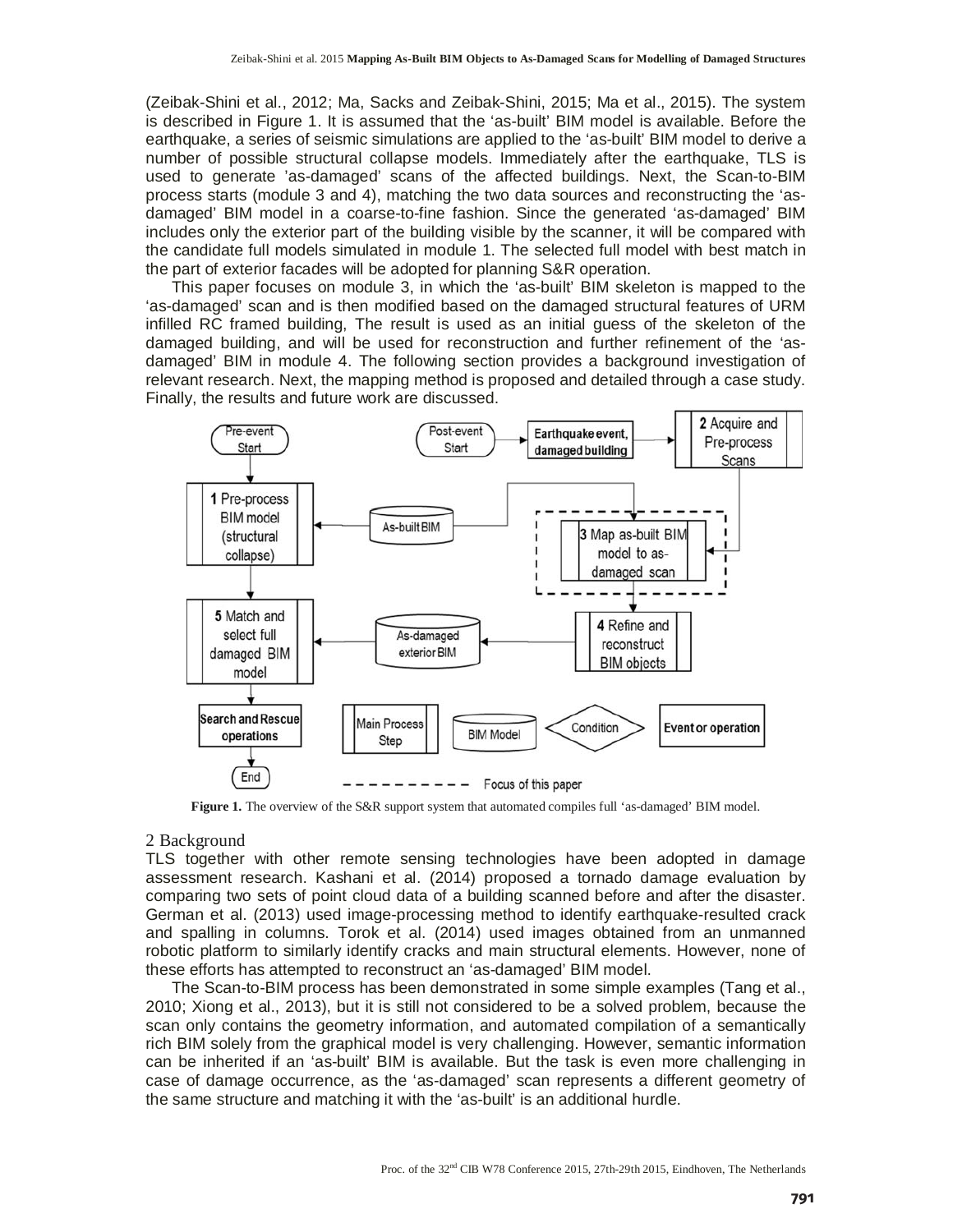(Zeibak-Shini et al., 2012; Ma, Sacks and Zeibak-Shini, 2015; Ma et al., 2015). The system is described in Figure 1. It is assumed that the 'as-built' BIM model is available. Before the earthquake, a series of seismic simulations are applied to the 'as-built' BIM model to derive a number of possible structural collapse models. Immediately after the earthquake, TLS is used to generate 'as-damaged' scans of the affected buildings. Next, the Scan-to-BIM process starts (module 3 and 4), matching the two data sources and reconstructing the 'as-damaged' BIM model in a coarse-to-fine fashion. Since the generated 'as-damaged' BIM includes only the exterior part of the building visible by the scanner, it will be compared with the candidate full models simulated in module 1. The selected full model with best match in the part of exterior facades will be adopted for planning S&R operation.

This paper focuses on module 3, in which the 'as-built' BIM skeleton is mapped to the 'as-damaged' scan and is then modified based on the damaged structural features of URM infilled RC framed building, The result is used as an initial guess of the skeleton of the damaged building, and will be used for reconstruction and further refinement of the 'as-damaged' BIM in module 4. The following section provides a background investigation of relevant research. Next, the mapping method is proposed and detailed through a case study. Finally, the results and future work are discussed.

**Figure 1.** The overview of the S&R support system that automated compiles full 'as-damaged' BIM model.

## 2 Background

TLS together with other remote sensing technologies have been adopted in damage assessment research. Kashani et al. (2014) proposed a tornado damage evaluation by comparing two sets of point cloud data of a building scanned before and after the disaster. German et al. (2013) used image-processing method to identify earthquake-resulted crack and spalling in columns. Torok et al. (2014) used images obtained from an unmanned robotic platform to similarly identify cracks and main structural elements. However, none of these efforts has attempted to reconstruct an 'as-damaged' BIM model.

The Scan-to-BIM process has been demonstrated in some simple examples (Tang et al., 2010; Xiong et al., 2013), but it is still not considered to be a solved problem, because the scan only contains the geometry information, and automated compilation of a semantically rich BIM solely from the graphical model is very challenging. However, semantic information can be inherited if an 'as-built' BIM is available. But the task is even more challenging in case of damage occurrence, as the 'as-damaged' scan represents a different geometry of the same structure and matching it with the 'as-built' is an additional hurdle.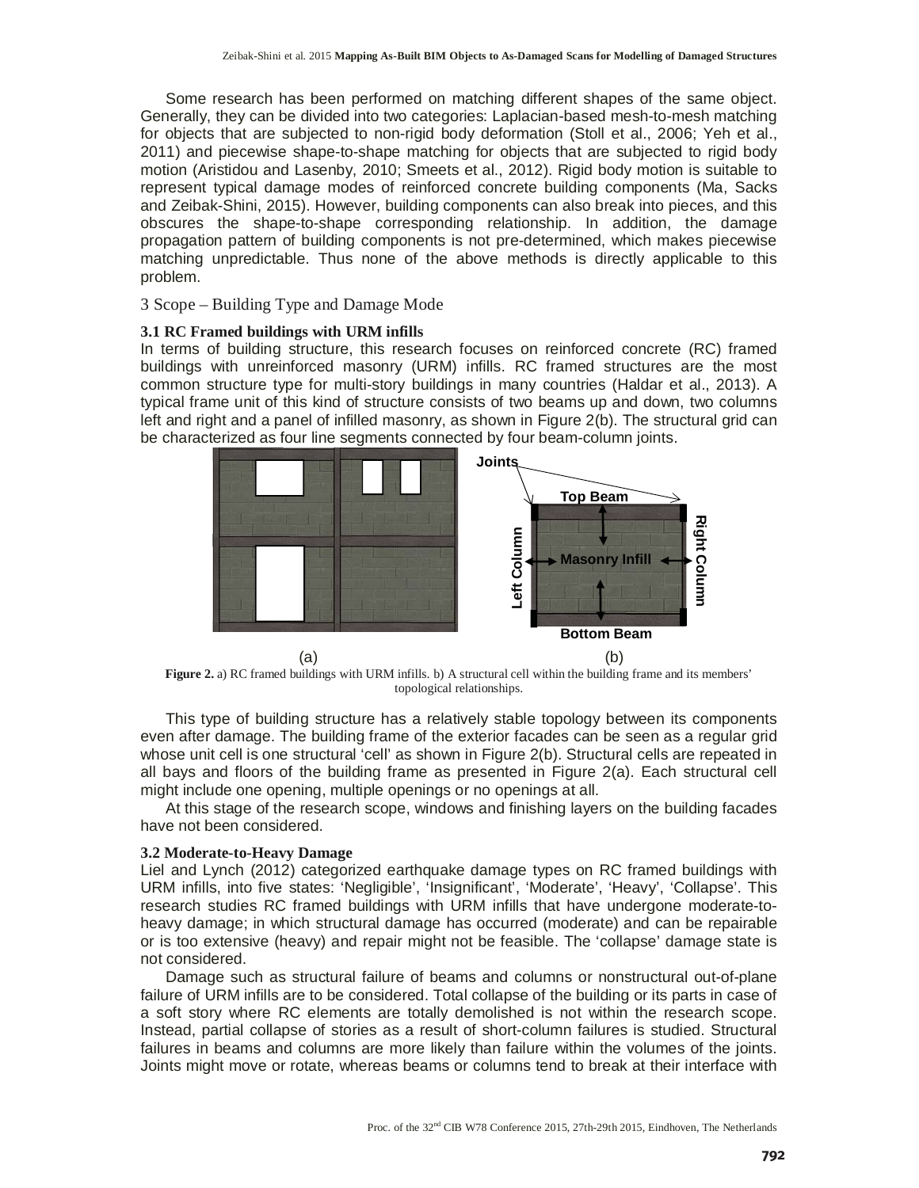Some research has been performed on matching different shapes of the same object. Generally, they can be divided into two categories: Laplacian-based mesh-to-mesh matching for objects that are subjected to non-rigid body deformation (Stoll et al., 2006; Yeh et al., 2011) and piecewise shape-to-shape matching for objects that are subjected to rigid body motion (Aristidou and Lasenby, 2010; Smeets et al., 2012). Rigid body motion is suitable to represent typical damage modes of reinforced concrete building components (Ma, Sacks and Zeibak-Shini, 2015). However, building components can also break into pieces, and this obscures the shape-to-shape corresponding relationship. In addition, the damage propagation pattern of building components is not pre-determined, which makes piecewise matching unpredictable. Thus none of the above methods is directly applicable to this problem.

## 3 Scope – Building Type and Damage Mode

### 3.1 RC Framed buildings with URM infills

In terms of building structure, this research focuses on reinforced concrete (RC) framed buildings with unreinforced masonry (URM) infills. RC framed structures are the most common structure type for multi-story buildings in many countries (Haldar et al., 2013). A typical frame unit of this kind of structure consists of two beams up and down, two columns left and right and a panel of infilled masonry, as shown in Figure 2(b). The structural grid can be characterized as four line segments connected by four beam-column joints.

**Figure 2.** a) RC framed buildings with URM infills. b) A structural cell within the building frame and its members' topological relationships.

This type of building structure has a relatively stable topology between its components even after damage. The building frame of the exterior facades can be seen as a regular grid whose unit cell is one structural 'cell' as shown in Figure 2(b). Structural cells are repeated in all bays and floors of the building frame as presented in Figure 2(a). Each structural cell might include one opening, multiple openings or no openings at all.

At this stage of the research scope, windows and finishing layers on the building facades have not been considered.

### 3.2 Moderate-to-Heavy Damage

Liel and Lynch (2012) categorized earthquake damage types on RC framed buildings with URM infills, into five states: 'Negligible', 'Insignificant', 'Moderate', 'Heavy', 'Collapse'. This research studies RC framed buildings with URM infills that have undergone moderate-to-heavy damage; in which structural damage has occurred (moderate) and can be repairable or is too extensive (heavy) and repair might not be feasible. The 'collapse' damage state is not considered.

Damage such as structural failure of beams and columns or nonstructural out-of-plane failure of URM infills are to be considered. Total collapse of the building or its parts in case of a soft story where RC elements are totally demolished is not within the research scope. Instead, partial collapse of stories as a result of short-column failures is studied. Structural failures in beams and columns are more likely than failure within the volumes of the joints. Joints might move or rotate, whereas beams or columns tend to break at their interface with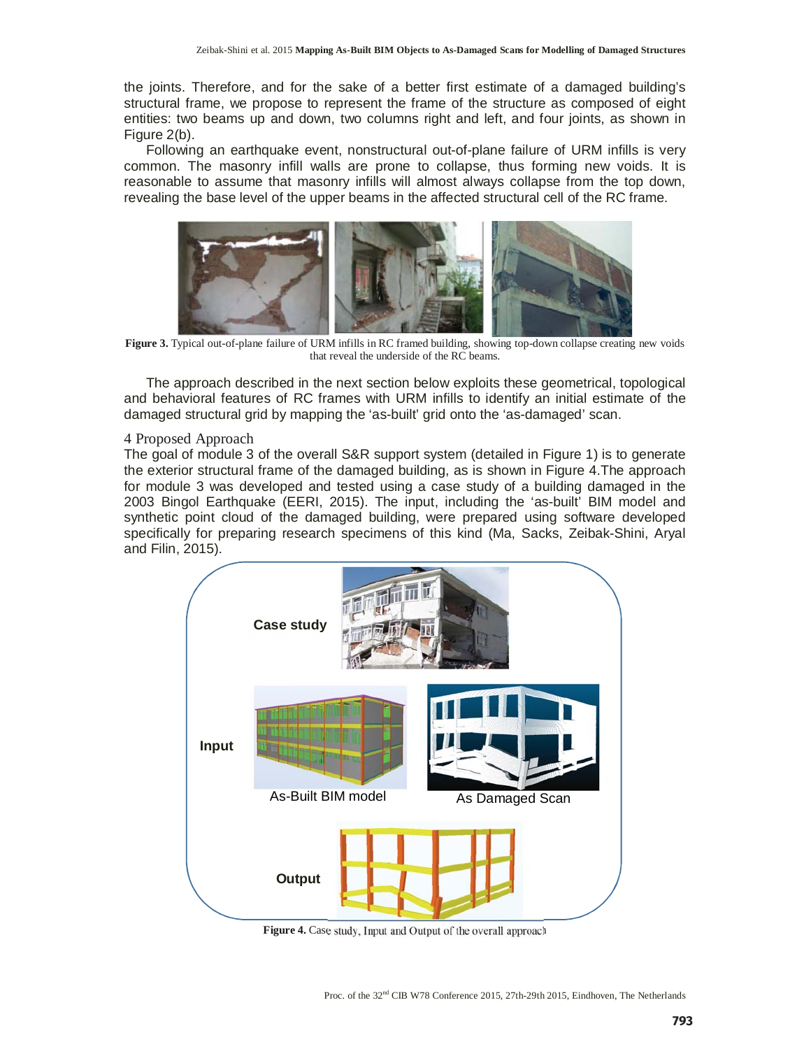the joints. Therefore, and for the sake of a better first estimate of a damaged building's structural frame, we propose to represent the frame of the structure as composed of eight entities: two beams up and down, two columns right and left, and four joints, as shown in Figure 2(b).

Following an earthquake event, nonstructural out-of-plane failure of URM infills is very common. The masonry infill walls are prone to collapse, thus forming new voids. It is reasonable to assume that masonry infills will almost always collapse from the top down, revealing the base level of the upper beams in the affected structural cell of the RC frame.

**Figure 3.** Typical out-of-plane failure of URM infills in RC framed building, showing top-down collapse creating new voids that reveal the underside of the RC beams.

The approach described in the next section below exploits these geometrical, topological and behavioral features of RC frames with URM infills to identify an initial estimate of the damaged structural grid by mapping the 'as-built' grid onto the 'as-damaged' scan.

## 4 Proposed Approach

The goal of module 3 of the overall S&R support system (detailed in Figure 1) is to generate the exterior structural frame of the damaged building, as is shown in Figure 4.The approach for module 3 was developed and tested using a case study of a building damaged in the 2003 Bingol Earthquake (EERI, 2015). The input, including the 'as-built' BIM model and synthetic point cloud of the damaged building, were prepared using software developed specifically for preparing research specimens of this kind (Ma, Sacks, Zeibak-Shini, Aryal and Filin, 2015).

**Figure 4.** Case study, Input and Output of the overall approach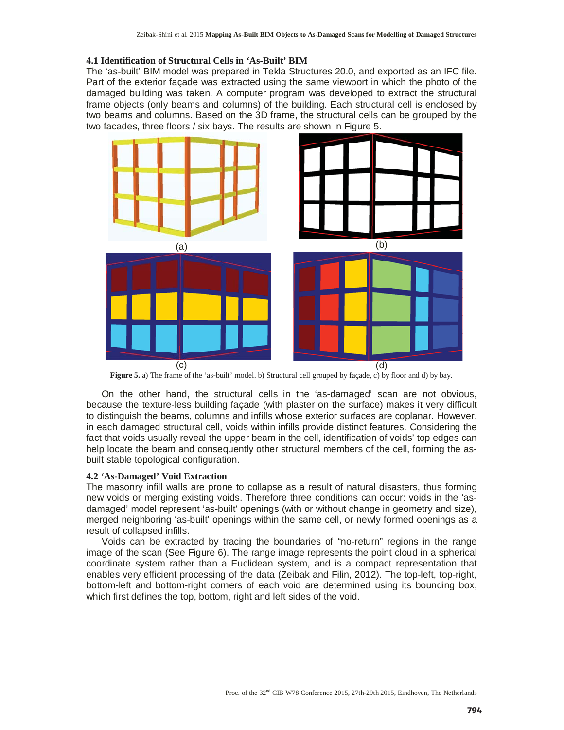### 4.1 Identification of Structural Cells in 'As-Built' BIM

The 'as-built' BIM model was prepared in Tekla Structures 20.0, and exported as an IFC file. Part of the exterior façade was extracted using the same viewport in which the photo of the damaged building was taken. A computer program was developed to extract the structural frame objects (only beams and columns) of the building. Each structural cell is enclosed by two beams and columns. Based on the 3D frame, the structural cells can be grouped by the two facades, three floors / six bays. The results are shown in Figure 5.

(a) (b) (c) (d)

**Figure 5.** a) The frame of the 'as-built' model. b) Structural cell grouped by façade, c) by floor and d) by bay.

On the other hand, the structural cells in the 'as-damaged' scan are not obvious, because the texture-less building façade (with plaster on the surface) makes it very difficult to distinguish the beams, columns and infills whose exterior surfaces are coplanar. However, in each damaged structural cell, voids within infills provide distinct features. Considering the fact that voids usually reveal the upper beam in the cell, identification of voids' top edges can help locate the beam and consequently other structural members of the cell, forming the as-built stable topological configuration.

### 4.2 'As-Damaged' Void Extraction

The masonry infill walls are prone to collapse as a result of natural disasters, thus forming new voids or merging existing voids. Therefore three conditions can occur: voids in the 'as-damaged' model represent 'as-built' openings (with or without change in geometry and size), merged neighboring 'as-built' openings within the same cell, or newly formed openings as a result of collapsed infills.

Voids can be extracted by tracing the boundaries of "no-return" regions in the range image of the scan (See Figure 6). The range image represents the point cloud in a spherical coordinate system rather than a Euclidean system, and is a compact representation that enables very efficient processing of the data (Zeibak and Filin, 2012). The top-left, top-right, bottom-left and bottom-right corners of each void are determined using its bounding box, which first defines the top, bottom, right and left sides of the void.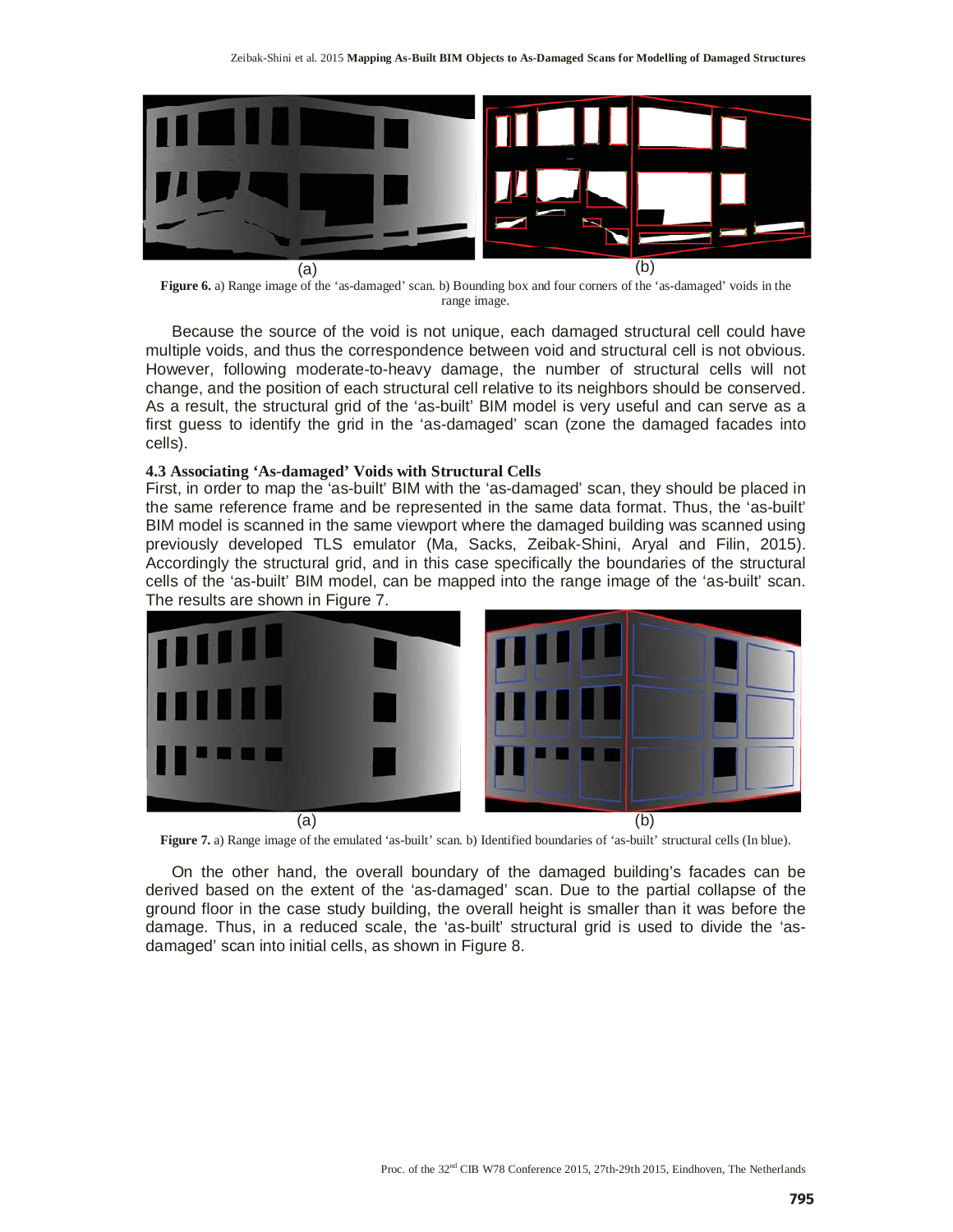(a) (b)

**Figure 6.** a) Range image of the 'as-damaged' scan. b) Bounding box and four corners of the 'as-damaged' voids in the range image.

Because the source of the void is not unique, each damaged structural cell could have multiple voids, and thus the correspondence between void and structural cell is not obvious. However, following moderate-to-heavy damage, the number of structural cells will not change, and the position of each structural cell relative to its neighbors should be conserved. As a result, the structural grid of the 'as-built' BIM model is very useful and can serve as a first guess to identify the grid in the 'as-damaged' scan (zone the damaged facades into cells).

### 4.3 Associating 'As-damaged' Voids with Structural Cells

First, in order to map the 'as-built' BIM with the 'as-damaged' scan, they should be placed in the same reference frame and be represented in the same data format. Thus, the 'as-built' BIM model is scanned in the same viewport where the damaged building was scanned using previously developed TLS emulator (Ma, Sacks, Zeibak-Shini, Aryal and Filin, 2015). Accordingly the structural grid, and in this case specifically the boundaries of the structural cells of the 'as-built' BIM model, can be mapped into the range image of the 'as-built' scan. The results are shown in Figure 7.

(a) (b)

**Figure 7.** a) Range image of the emulated 'as-built' scan. b) Identified boundaries of 'as-built' structural cells (In blue).

On the other hand, the overall boundary of the damaged building's facades can be derived based on the extent of the 'as-damaged' scan. Due to the partial collapse of the ground floor in the case study building, the overall height is smaller than it was before the damage. Thus, in a reduced scale, the 'as-built' structural grid is used to divide the 'as-damaged' scan into initial cells, as shown in Figure 8.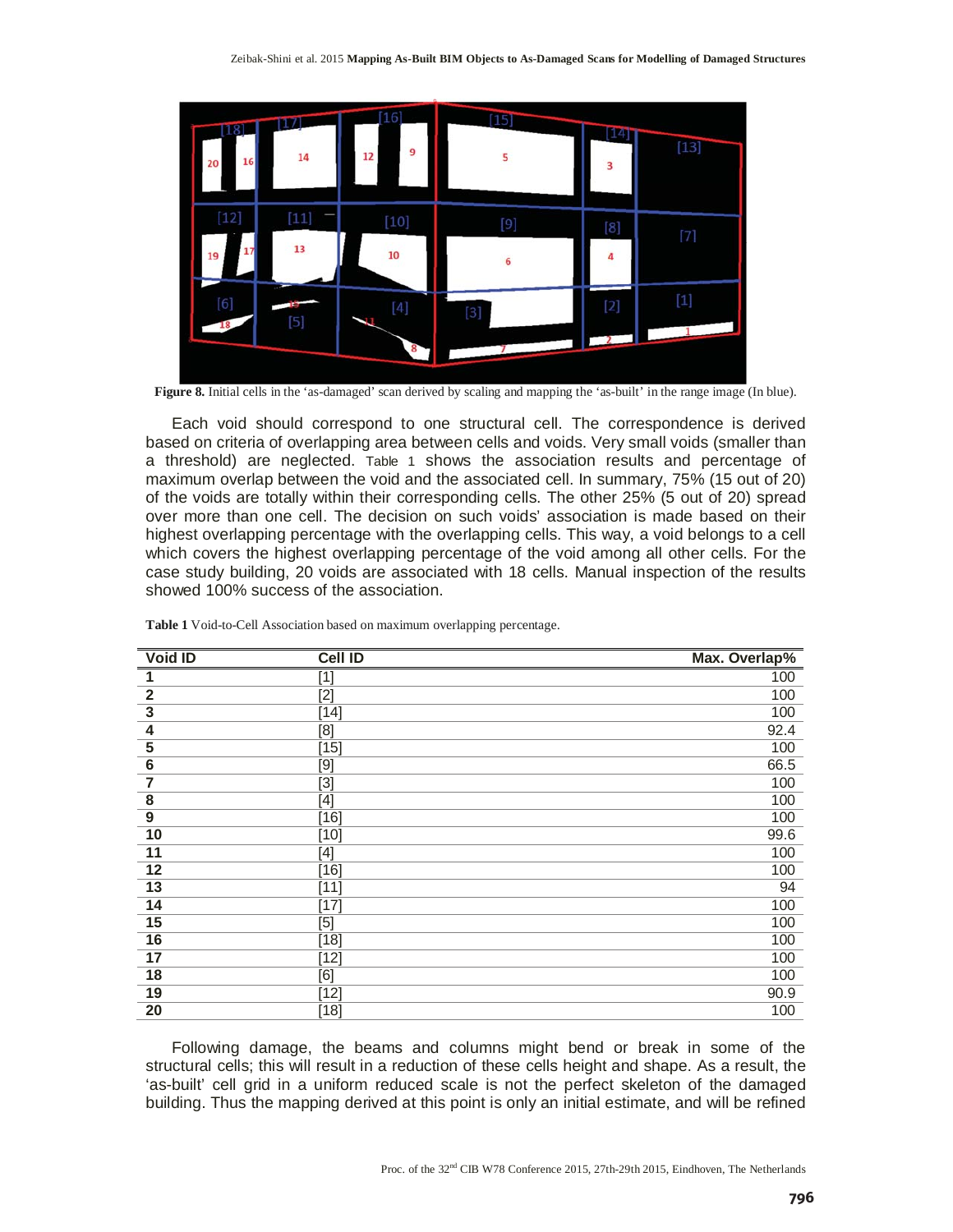**Figure 8.** Initial cells in the 'as-damaged' scan derived by scaling and mapping the 'as-built' in the range image (In blue).

Each void should correspond to one structural cell. The correspondence is derived based on criteria of overlapping area between cells and voids. Very small voids (smaller than a threshold) are neglected. Table 1 shows the association results and percentage of maximum overlap between the void and the associated cell. In summary, 75% (15 out of 20) of the voids are totally within their corresponding cells. The other 25% (5 out of 20) spread over more than one cell. The decision on such voids' association is made based on their highest overlapping percentage with the overlapping cells. This way, a void belongs to a cell which covers the highest overlapping percentage of the void among all other cells. For the case study building, 20 voids are associated with 18 cells. Manual inspection of the results showed 100% success of the association.

**Table 1** Void-to-Cell Association based on maximum overlapping percentage.

| Void ID | Cell ID | Max. Overlap% |
|---|---|---|
| **1** | [1] | 100 |
| **2** | [2] | 100 |
| **3** | [14] | 100 |
| **4** | [8] | 92.4 |
| **5** | [15] | 100 |
| **6** | [9] | 66.5 |
| **7** | [3] | 100 |
| **8** | [4] | 100 |
| **9** | [16] | 100 |
| **10** | [10] | 99.6 |
| **11** | [4] | 100 |
| **12** | [16] | 100 |
| **13** | [11] | 94 |
| **14** | [17] | 100 |
| **15** | [5] | 100 |
| **16** | [18] | 100 |
| **17** | [12] | 100 |
| **18** | [6] | 100 |
| **19** | [12] | 90.9 |
| **20** | [18] | 100 |

Following damage, the beams and columns might bend or break in some of the structural cells; this will result in a reduction of these cells height and shape. As a result, the 'as-built' cell grid in a uniform reduced scale is not the perfect skeleton of the damaged building. Thus the mapping derived at this point is only an initial estimate, and will be refined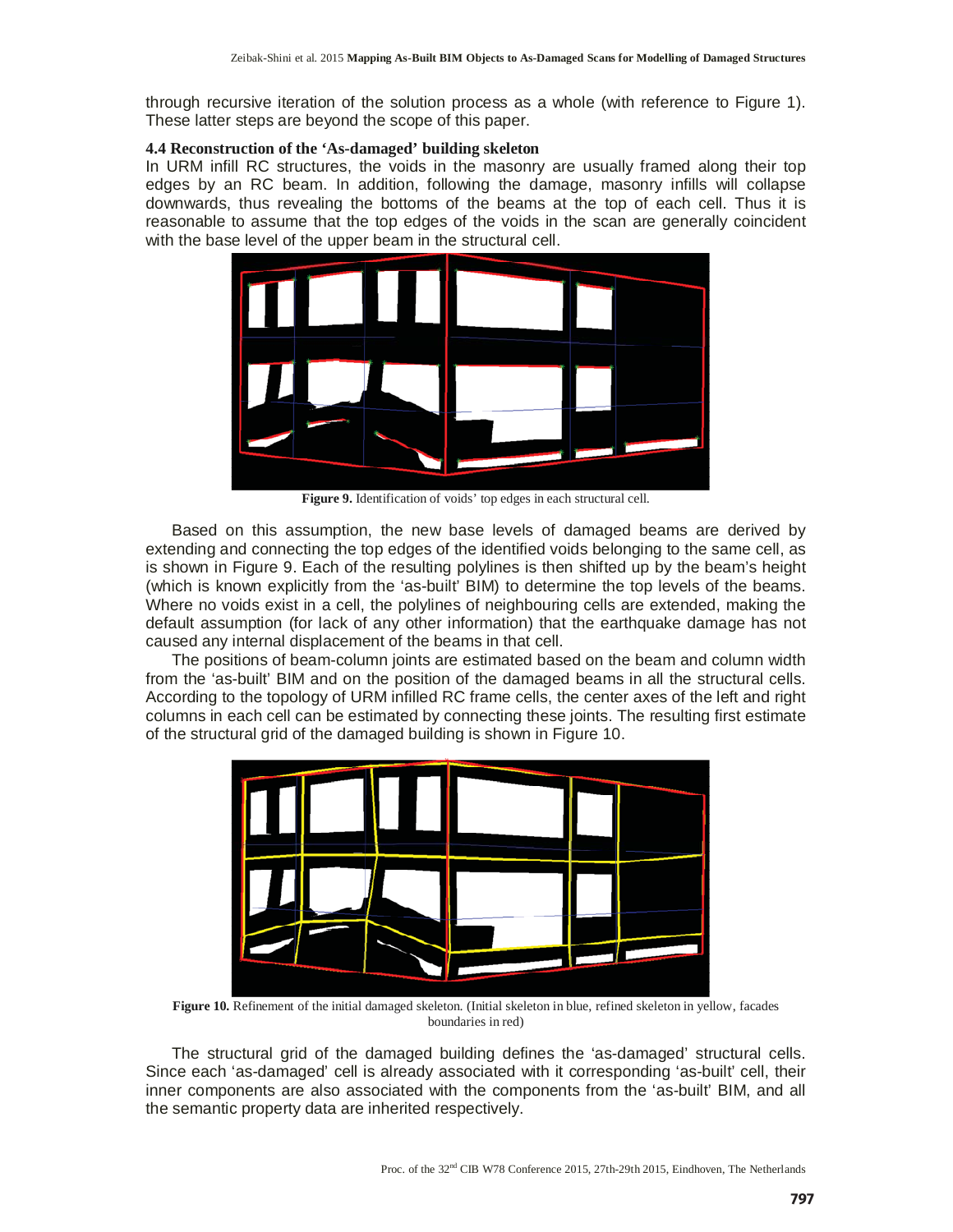through recursive iteration of the solution process as a whole (with reference to Figure 1). These latter steps are beyond the scope of this paper.

### 4.4 Reconstruction of the 'As-damaged' building skeleton

In URM infill RC structures, the voids in the masonry are usually framed along their top edges by an RC beam. In addition, following the damage, masonry infills will collapse downwards, thus revealing the bottoms of the beams at the top of each cell. Thus it is reasonable to assume that the top edges of the voids in the scan are generally coincident with the base level of the upper beam in the structural cell.

**Figure 9.** Identification of voids' top edges in each structural cell.

Based on this assumption, the new base levels of damaged beams are derived by extending and connecting the top edges of the identified voids belonging to the same cell, as is shown in Figure 9. Each of the resulting polylines is then shifted up by the beam's height (which is known explicitly from the 'as-built' BIM) to determine the top levels of the beams. Where no voids exist in a cell, the polylines of neighbouring cells are extended, making the default assumption (for lack of any other information) that the earthquake damage has not caused any internal displacement of the beams in that cell.

The positions of beam-column joints are estimated based on the beam and column width from the 'as-built' BIM and on the position of the damaged beams in all the structural cells. According to the topology of URM infilled RC frame cells, the center axes of the left and right columns in each cell can be estimated by connecting these joints. The resulting first estimate of the structural grid of the damaged building is shown in Figure 10.

**Figure 10.** Refinement of the initial damaged skeleton. (Initial skeleton in blue, refined skeleton in yellow, facades boundaries in red)

The structural grid of the damaged building defines the 'as-damaged' structural cells. Since each 'as-damaged' cell is already associated with it corresponding 'as-built' cell, their inner components are also associated with the components from the 'as-built' BIM, and all the semantic property data are inherited respectively.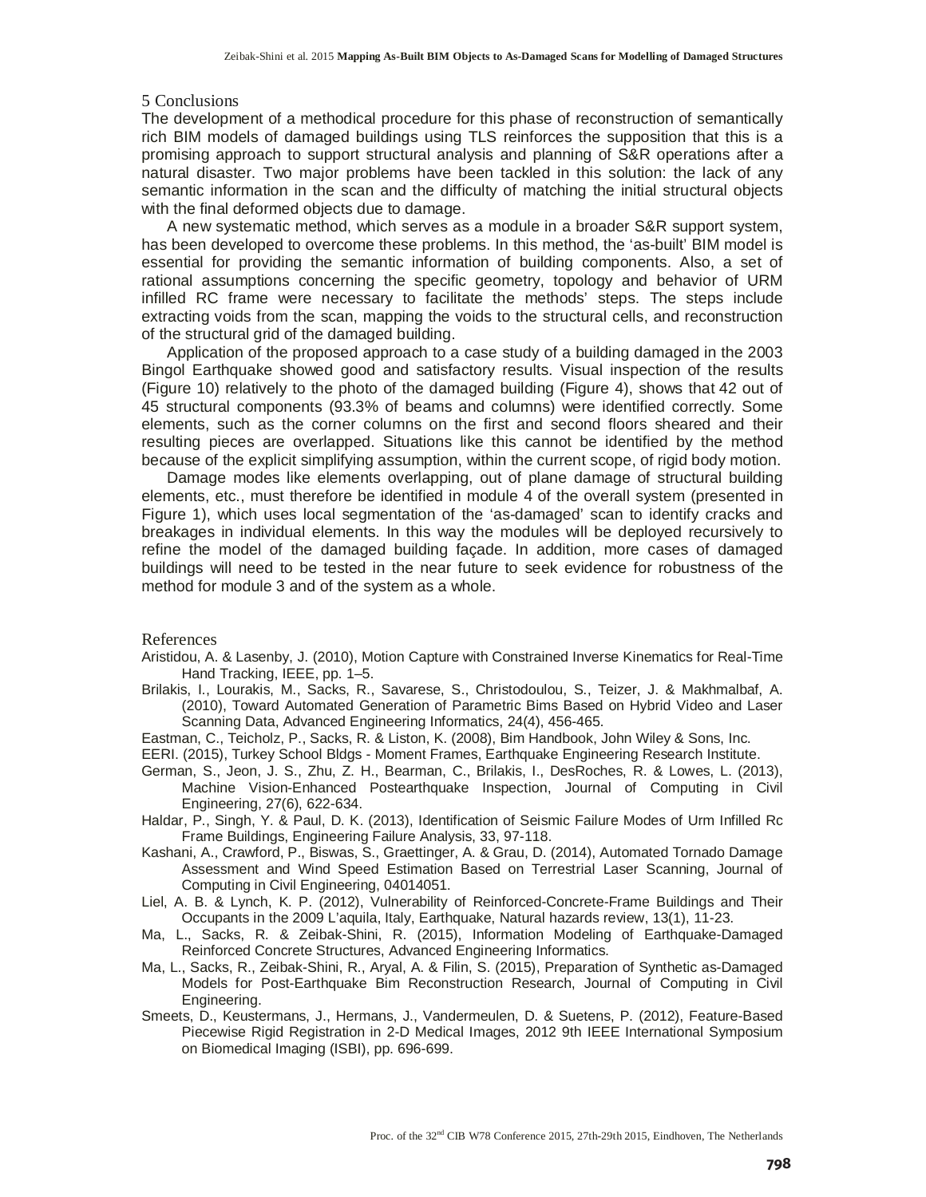## 5 Conclusions

The development of a methodical procedure for this phase of reconstruction of semantically rich BIM models of damaged buildings using TLS reinforces the supposition that this is a promising approach to support structural analysis and planning of S&R operations after a natural disaster. Two major problems have been tackled in this solution: the lack of any semantic information in the scan and the difficulty of matching the initial structural objects with the final deformed objects due to damage.

A new systematic method, which serves as a module in a broader S&R support system, has been developed to overcome these problems. In this method, the 'as-built' BIM model is essential for providing the semantic information of building components. Also, a set of rational assumptions concerning the specific geometry, topology and behavior of URM infilled RC frame were necessary to facilitate the methods' steps. The steps include extracting voids from the scan, mapping the voids to the structural cells, and reconstruction of the structural grid of the damaged building.

Application of the proposed approach to a case study of a building damaged in the 2003 Bingol Earthquake showed good and satisfactory results. Visual inspection of the results (Figure 10) relatively to the photo of the damaged building (Figure 4), shows that 42 out of 45 structural components (93.3% of beams and columns) were identified correctly. Some elements, such as the corner columns on the first and second floors sheared and their resulting pieces are overlapped. Situations like this cannot be identified by the method because of the explicit simplifying assumption, within the current scope, of rigid body motion.

Damage modes like elements overlapping, out of plane damage of structural building elements, etc., must therefore be identified in module 4 of the overall system (presented in Figure 1), which uses local segmentation of the 'as-damaged' scan to identify cracks and breakages in individual elements. In this way the modules will be deployed recursively to refine the model of the damaged building façade. In addition, more cases of damaged buildings will need to be tested in the near future to seek evidence for robustness of the method for module 3 and of the system as a whole.

## References

Aristidou, A. & Lasenby, J. (2010), Motion Capture with Constrained Inverse Kinematics for Real-Time Hand Tracking, IEEE, pp. 1–5.

Brilakis, I., Lourakis, M., Sacks, R., Savarese, S., Christodoulou, S., Teizer, J. & Makhmalbaf, A. (2010), Toward Automated Generation of Parametric Bims Based on Hybrid Video and Laser Scanning Data, Advanced Engineering Informatics, 24(4), 456-465.

Eastman, C., Teicholz, P., Sacks, R. & Liston, K. (2008), Bim Handbook, John Wiley & Sons, Inc.

EERI. (2015), Turkey School Bldgs - Moment Frames, Earthquake Engineering Research Institute.

German, S., Jeon, J. S., Zhu, Z. H., Bearman, C., Brilakis, I., DesRoches, R. & Lowes, L. (2013), Machine Vision-Enhanced Postearthquake Inspection, Journal of Computing in Civil Engineering, 27(6), 622-634.

Haldar, P., Singh, Y. & Paul, D. K. (2013), Identification of Seismic Failure Modes of Urm Infilled Rc Frame Buildings, Engineering Failure Analysis, 33, 97-118.

Kashani, A., Crawford, P., Biswas, S., Graettinger, A. & Grau, D. (2014), Automated Tornado Damage Assessment and Wind Speed Estimation Based on Terrestrial Laser Scanning, Journal of Computing in Civil Engineering, 04014051.

Liel, A. B. & Lynch, K. P. (2012), Vulnerability of Reinforced-Concrete-Frame Buildings and Their Occupants in the 2009 L'aquila, Italy, Earthquake, Natural hazards review, 13(1), 11-23.

Ma, L., Sacks, R. & Zeibak-Shini, R. (2015), Information Modeling of Earthquake-Damaged Reinforced Concrete Structures, Advanced Engineering Informatics.

Ma, L., Sacks, R., Zeibak-Shini, R., Aryal, A. & Filin, S. (2015), Preparation of Synthetic as-Damaged Models for Post-Earthquake Bim Reconstruction Research, Journal of Computing in Civil Engineering.

Smeets, D., Keustermans, J., Hermans, J., Vandermeulen, D. & Suetens, P. (2012), Feature-Based Piecewise Rigid Registration in 2-D Medical Images, 2012 9th IEEE International Symposium on Biomedical Imaging (ISBI), pp. 696-699.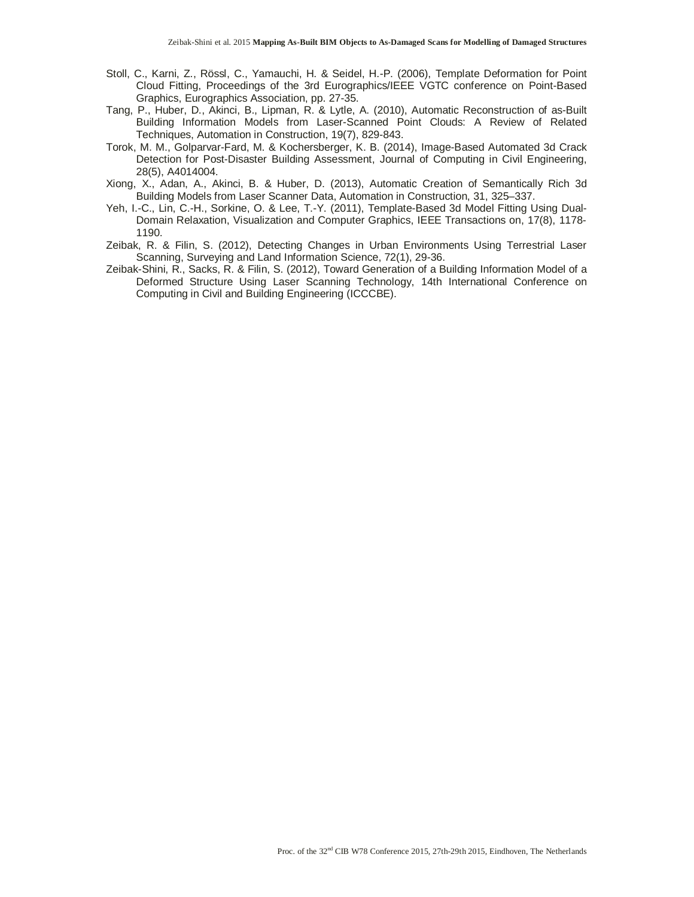Stoll, C., Karni, Z., Rössl, C., Yamauchi, H. & Seidel, H.-P. (2006), Template Deformation for Point Cloud Fitting, Proceedings of the 3rd Eurographics/IEEE VGTC conference on Point-Based Graphics, Eurographics Association, pp. 27-35.

Tang, P., Huber, D., Akinci, B., Lipman, R. & Lytle, A. (2010), Automatic Reconstruction of as-Built Building Information Models from Laser-Scanned Point Clouds: A Review of Related Techniques, Automation in Construction, 19(7), 829-843.

Torok, M. M., Golparvar-Fard, M. & Kochersberger, K. B. (2014), Image-Based Automated 3d Crack Detection for Post-Disaster Building Assessment, Journal of Computing in Civil Engineering, 28(5), A4014004.

Xiong, X., Adan, A., Akinci, B. & Huber, D. (2013), Automatic Creation of Semantically Rich 3d Building Models from Laser Scanner Data, Automation in Construction, 31, 325–337.

Yeh, I.-C., Lin, C.-H., Sorkine, O. & Lee, T.-Y. (2011), Template-Based 3d Model Fitting Using Dual-Domain Relaxation, Visualization and Computer Graphics, IEEE Transactions on, 17(8), 1178-1190.

Zeibak, R. & Filin, S. (2012), Detecting Changes in Urban Environments Using Terrestrial Laser Scanning, Surveying and Land Information Science, 72(1), 29-36.

Zeibak-Shini, R., Sacks, R. & Filin, S. (2012), Toward Generation of a Building Information Model of a Deformed Structure Using Laser Scanning Technology, 14th International Conference on Computing in Civil and Building Engineering (ICCCBE).